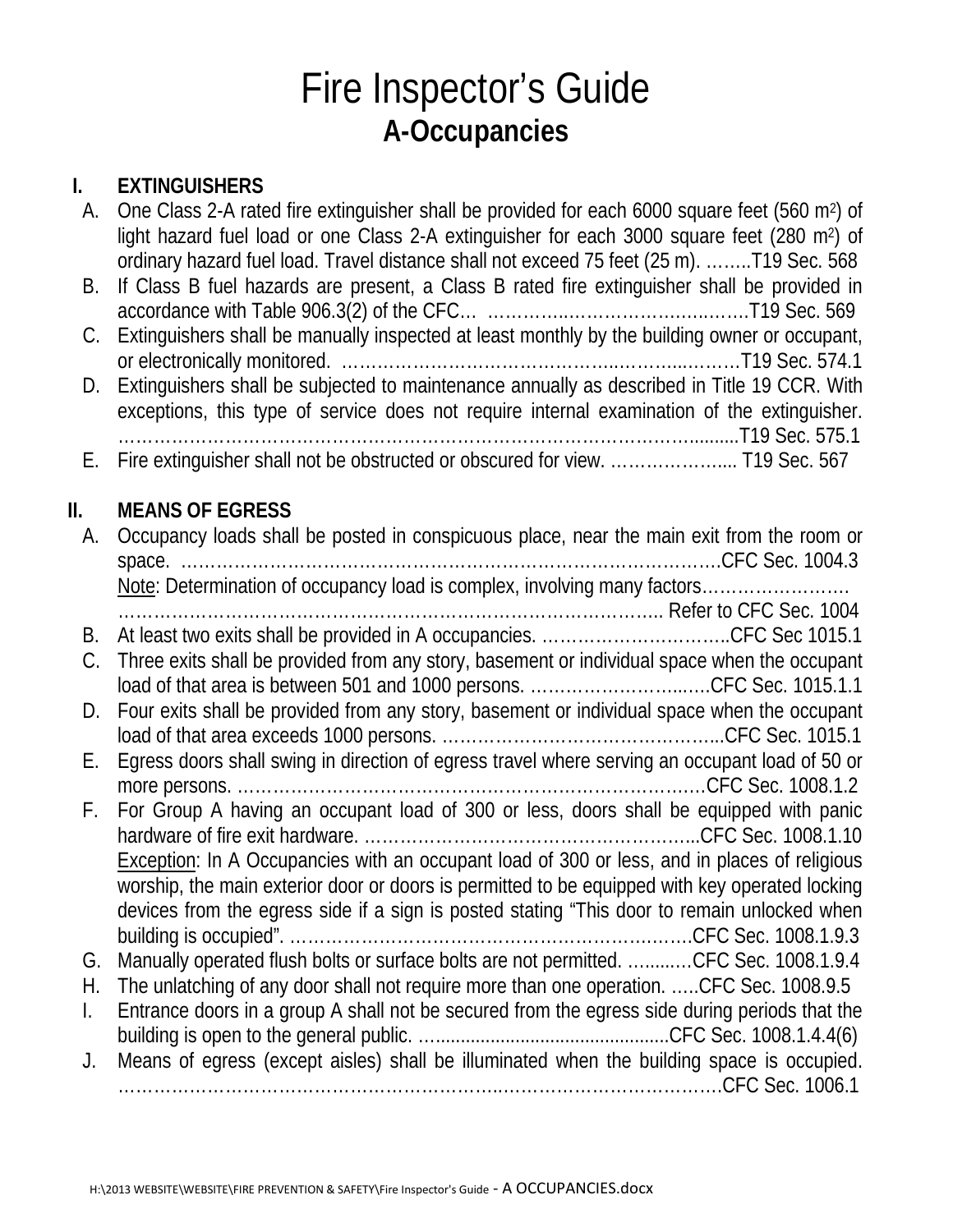# Fire Inspector's Guide

## A-Occupancies

### I. EXTINGUISHERS

A. One Class 2-A rated fire extinguisher shall be provided for each 6000 square feet (560 $m^2$) of light hazard fuel load or one Class 2-A extinguisher for each 3000 square feet (280 $m^2$) of ordinary hazard fuel load. Travel distance shall not exceed 75 feet (25 m). ……..T19 Sec. 568

B. If Class B fuel hazards are present, a Class B rated fire extinguisher shall be provided in accordance with Table 906.3(2) of the CFC… ………….……………….……….T19 Sec. 569

C. Extinguishers shall be manually inspected at least monthly by the building owner or occupant, or electronically monitored. ……………………………………..………...………T19 Sec. 574.1

D. Extinguishers shall be subjected to maintenance annually as described in Title 19 CCR. With exceptions, this type of service does not require internal examination of the extinguisher. ……………………………………………………………………………….........T19 Sec. 575.1

E. Fire extinguisher shall not be obstructed or obscured for view. ………………..... T19 Sec. 567

### II. MEANS OF EGRESS

A. Occupancy loads shall be posted in conspicuous place, near the main exit from the room or space. ………………………………………………………………………………….CFC Sec. 1004.3
<u>Note</u>: Determination of occupancy load is complex, involving many factors…………………….
……………………………………………………………………………….. Refer to CFC Sec. 1004

B. At least two exits shall be provided in A occupancies. …………………………..CFC Sec 1015.1

C. Three exits shall be provided from any story, basement or individual space when the occupant load of that area is between 501 and 1000 persons. …………………...….CFC Sec. 1015.1.1

D. Four exits shall be provided from any story, basement or individual space when the occupant load of that area exceeds 1000 persons. ………………………………………...CFC Sec. 1015.1

E. Egress doors shall swing in direction of egress travel where serving an occupant load of 50 or more persons. ……………………………………………………………………….CFC Sec. 1008.1.2

F. For Group A having an occupant load of 300 or less, doors shall be equipped with panic hardware of fire exit hardware. ………………………………………………...CFC Sec. 1008.1.10
<u>Exception</u>: In A Occupancies with an occupant load of 300 or less, and in places of religious worship, the main exterior door or doors is permitted to be equipped with key operated locking devices from the egress side if a sign is posted stating "This door to remain unlocked when building is occupied". ……………………………………………………….….CFC Sec. 1008.1.9.3

G. Manually operated flush bolts or surface bolts are not permitted. …......…CFC Sec. 1008.1.9.4

H. The unlatching of any door shall not require more than one operation. …..CFC Sec. 1008.9.5

I. Entrance doors in a group A shall not be secured from the egress side during periods that the building is open to the general public. …..............................................CFC Sec. 1008.1.4.4(6)

J. Means of egress (except aisles) shall be illuminated when the building space is occupied. ………………………………………………….………………………………….CFC Sec. 1006.1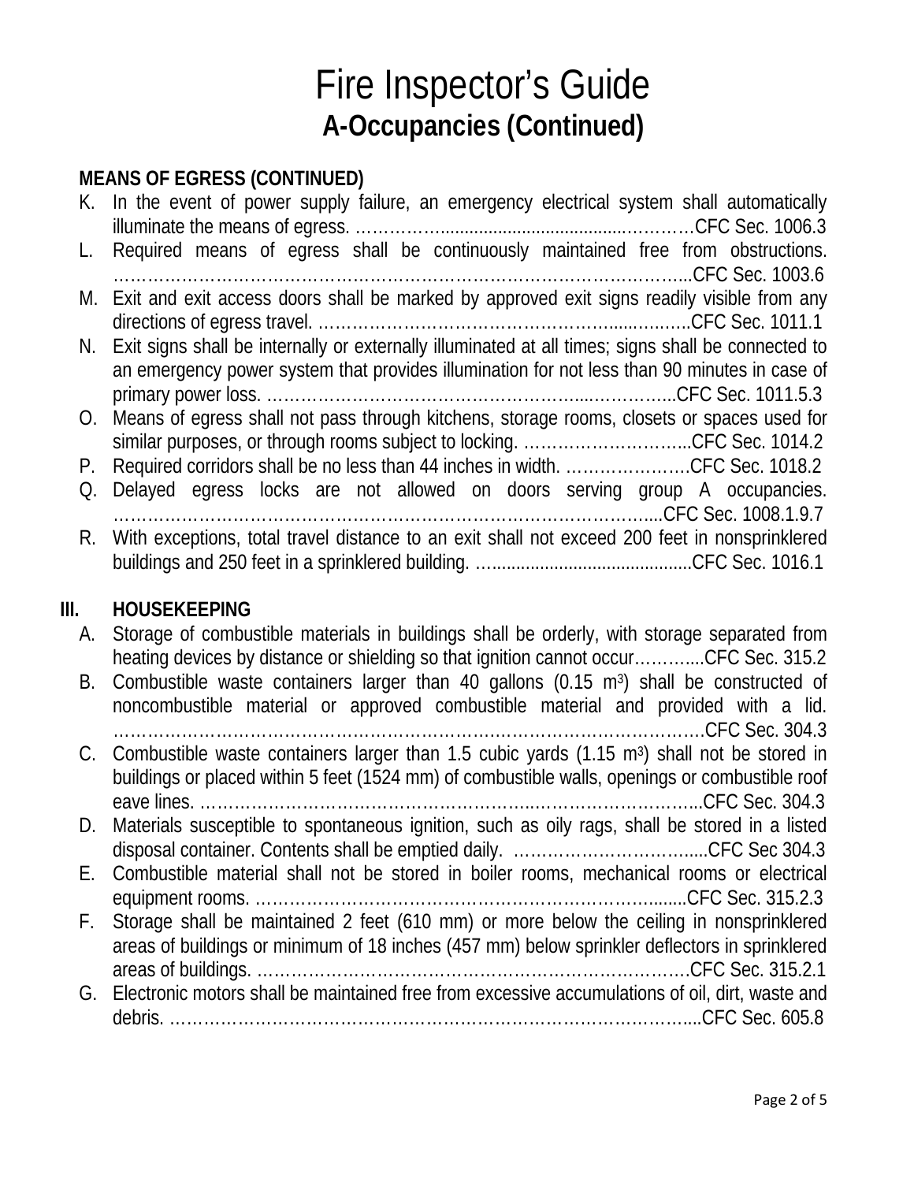# Fire Inspector's Guide

## A-Occupancies (Continued)

**MEANS OF EGRESS (CONTINUED)**

K. In the event of power supply failure, an emergency electrical system shall automatically illuminate the means of egress. ……………...................................…………CFC Sec. 1006.3
L. Required means of egress shall be continuously maintained free from obstructions. ……………………………………………………………………………………..CFC Sec. 1003.6
M. Exit and exit access doors shall be marked by approved exit signs readily visible from any directions of egress travel. ……………………………………………......……..CFC Sec. 1011.1
N. Exit signs shall be internally or externally illuminated at all times; signs shall be connected to an emergency power system that provides illumination for not less than 90 minutes in case of primary power loss. …………………………………………….....………...CFC Sec. 1011.5.3
O. Means of egress shall not pass through kitchens, storage rooms, closets or spaces used for similar purposes, or through rooms subject to locking. …………………………..CFC Sec. 1014.2
P. Required corridors shall be no less than 44 inches in width. ………………….CFC Sec. 1018.2
Q. Delayed egress locks are not allowed on doors serving group A occupancies. ………………………………………………………………………………....CFC Sec. 1008.1.9.7
R. With exceptions, total travel distance to an exit shall not exceed 200 feet in nonsprinklered buildings and 250 feet in a sprinklered building. …..........................................CFC Sec. 1016.1

## III. HOUSEKEEPING

A. Storage of combustible materials in buildings shall be orderly, with storage separated from heating devices by distance or shielding so that ignition cannot occur………....CFC Sec. 315.2
B. Combustible waste containers larger than 40 gallons (0.15 m$^3$) shall be constructed of noncombustible material or approved combustible material and provided with a lid. ……………………………………………………………………………………….CFC Sec. 304.3
C. Combustible waste containers larger than 1.5 cubic yards (1.15 m$^3$) shall not be stored in buildings or placed within 5 feet (1524 mm) of combustible walls, openings or combustible roof eave lines. …………………………………………………..……………………..CFC Sec. 304.3
D. Materials susceptible to spontaneous ignition, such as oily rags, shall be stored in a listed disposal container. Contents shall be emptied daily. …………………………….....CFC Sec 304.3
E. Combustible material shall not be stored in boiler rooms, mechanical rooms or electrical equipment rooms. ……………………………………………………………….......CFC Sec. 315.2.3
F. Storage shall be maintained 2 feet (610 mm) or more below the ceiling in nonsprinklered areas of buildings or minimum of 18 inches (457 mm) below sprinkler deflectors in sprinklered areas of buildings. …………………………………………………………………CFC Sec. 315.2.1
G. Electronic motors shall be maintained free from excessive accumulations of oil, dirt, waste and debris. …………………………………………………………………………….....CFC Sec. 605.8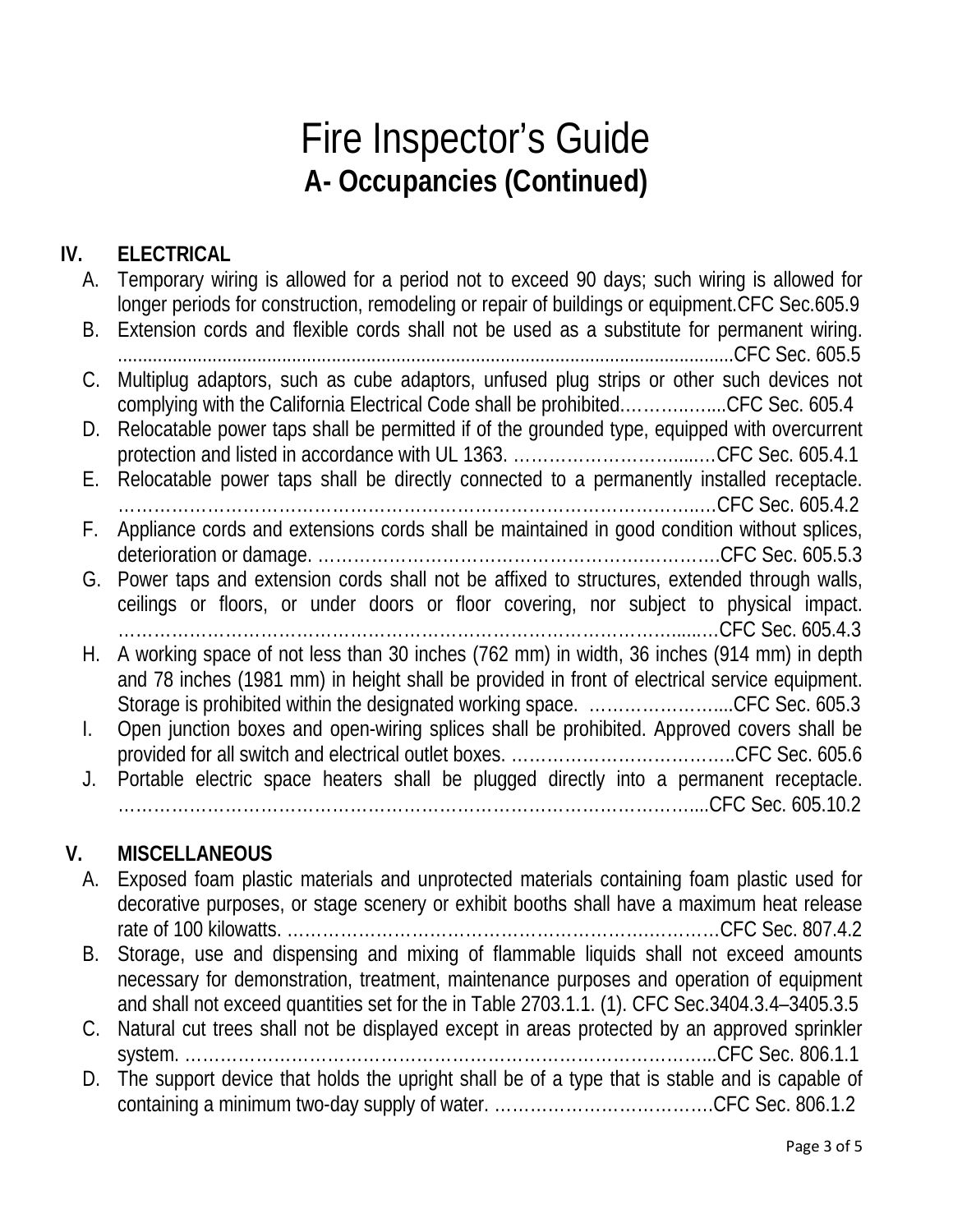// Fire Inspector's Guide — A- Occupancies (Continued), page 3 of 5

# Fire Inspector's Guide

## A- Occupancies (Continued)

### IV. ELECTRICAL

A. Temporary wiring is allowed for a period not to exceed 90 days; such wiring is allowed for longer periods for construction, remodeling or repair of buildings or equipment.CFC Sec.605.9

B. Extension cords and flexible cords shall not be used as a substitute for permanent wiring. ........................................................................................................................CFC Sec. 605.5

C. Multiplug adaptors, such as cube adaptors, unfused plug strips or other such devices not complying with the California Electrical Code shall be prohibited.……….……...CFC Sec. 605.4

D. Relocatable power taps shall be permitted if of the grounded type, equipped with overcurrent protection and listed in accordance with UL 1363. ………………………....…CFC Sec. 605.4.1

E. Relocatable power taps shall be directly connected to a permanently installed receptacle. ……………………………………………………………………………………….…CFC Sec. 605.4.2

F. Appliance cords and extensions cords shall be maintained in good condition without splices, deterioration or damage. ………………………………………………….………….CFC Sec. 605.5.3

G. Power taps and extension cords shall not be affixed to structures, extended through walls, ceilings or floors, or under doors or floor covering, nor subject to physical impact. ……………………………………………………………………….……….......…CFC Sec. 605.4.3

H. A working space of not less than 30 inches (762 mm) in width, 36 inches (914 mm) in depth and 78 inches (1981 mm) in height shall be provided in front of electrical service equipment. Storage is prohibited within the designated working space. …………………....CFC Sec. 605.3

I. Open junction boxes and open-wiring splices shall be prohibited. Approved covers shall be provided for all switch and electrical outlet boxes. ………………………………..CFC Sec. 605.6

J. Portable electric space heaters shall be plugged directly into a permanent receptacle. …………………………………………………………………………………….....CFC Sec. 605.10.2

### V. MISCELLANEOUS

A. Exposed foam plastic materials and unprotected materials containing foam plastic used for decorative purposes, or stage scenery or exhibit booths shall have a maximum heat release rate of 100 kilowatts. ……………………………………………………………….CFC Sec. 807.4.2

B. Storage, use and dispensing and mixing of flammable liquids shall not exceed amounts necessary for demonstration, treatment, maintenance purposes and operation of equipment and shall not exceed quantities set for the in Table 2703.1.1. (1). CFC Sec.3404.3.4–3405.3.5

C. Natural cut trees shall not be displayed except in areas protected by an approved sprinkler system. ……………………………………………………………………………...CFC Sec. 806.1.1

D. The support device that holds the upright shall be of a type that is stable and is capable of containing a minimum two-day supply of water. ……………………………….CFC Sec. 806.1.2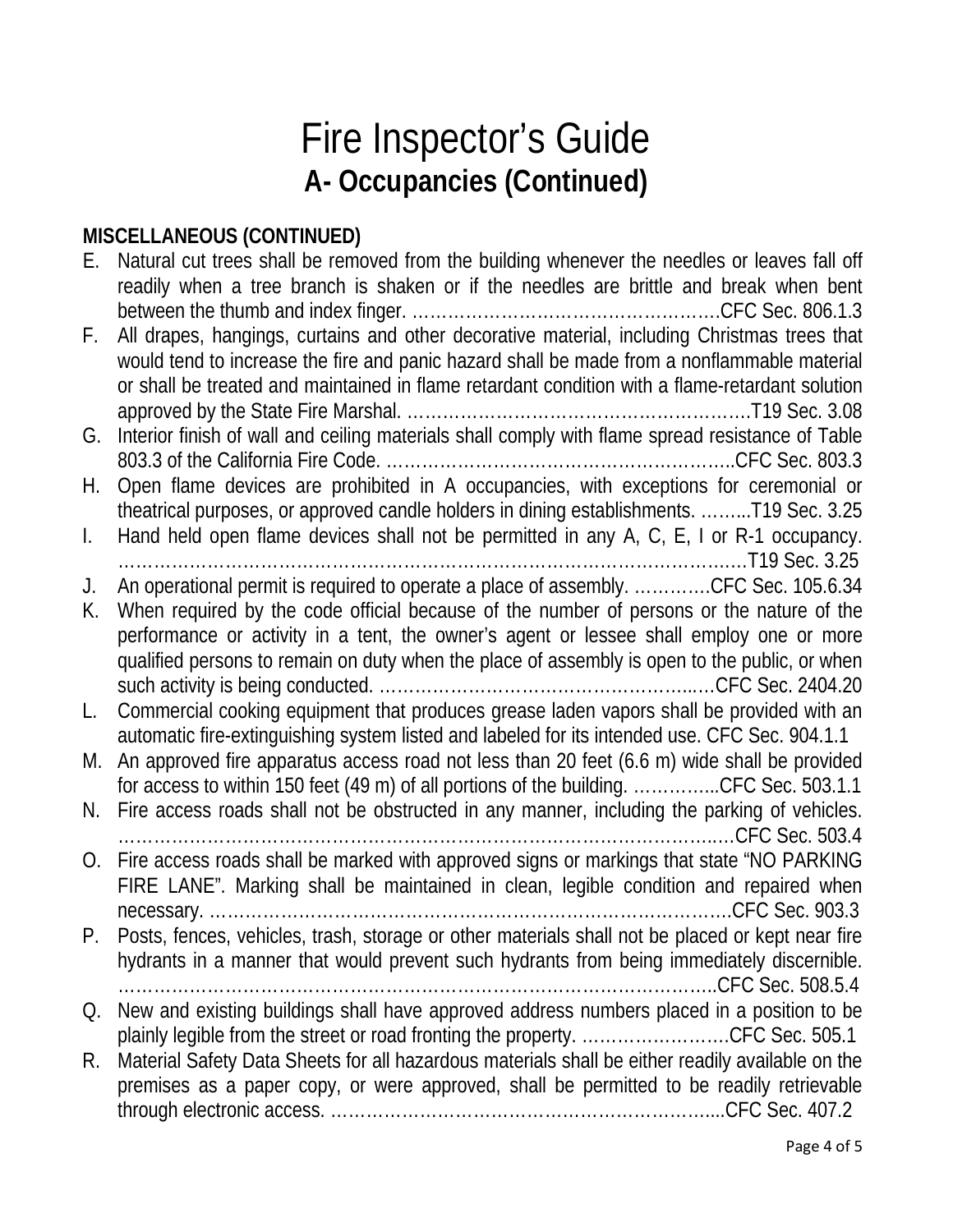# Fire Inspector's Guide

## A- Occupancies (Continued)

**MISCELLANEOUS (CONTINUED)**

E. Natural cut trees shall be removed from the building whenever the needles or leaves fall off readily when a tree branch is shaken or if the needles are brittle and break when bent between the thumb and index finger. ……………………………………………CFC Sec. 806.1.3

F. All drapes, hangings, curtains and other decorative material, including Christmas trees that would tend to increase the fire and panic hazard shall be made from a nonflammable material or shall be treated and maintained in flame retardant condition with a flame-retardant solution approved by the State Fire Marshal. ……………………………………………………T19 Sec. 3.08

G. Interior finish of wall and ceiling materials shall comply with flame spread resistance of Table 803.3 of the California Fire Code. …………………………………………………..CFC Sec. 803.3

H. Open flame devices are prohibited in A occupancies, with exceptions for ceremonial or theatrical purposes, or approved candle holders in dining establishments. ……...T19 Sec. 3.25

I. Hand held open flame devices shall not be permitted in any A, C, E, I or R-1 occupancy. …………………………………………………………………………………………T19 Sec. 3.25

J. An operational permit is required to operate a place of assembly. ………….CFC Sec. 105.6.34

K. When required by the code official because of the number of persons or the nature of the performance or activity in a tent, the owner's agent or lessee shall employ one or more qualified persons to remain on duty when the place of assembly is open to the public, or when such activity is being conducted. …………………………………………..….CFC Sec. 2404.20

L. Commercial cooking equipment that produces grease laden vapors shall be provided with an automatic fire-extinguishing system listed and labeled for its intended use. CFC Sec. 904.1.1

M. An approved fire apparatus access road not less than 20 feet (6.6 m) wide shall be provided for access to within 150 feet (49 m) of all portions of the building. …………..CFC Sec. 503.1.1

N. Fire access roads shall not be obstructed in any manner, including the parking of vehicles. ……………………………………………………………………………………….…CFC Sec. 503.4

O. Fire access roads shall be marked with approved signs or markings that state "NO PARKING FIRE LANE". Marking shall be maintained in clean, legible condition and repaired when necessary. ……………………………………………………………………………CFC Sec. 903.3

P. Posts, fences, vehicles, trash, storage or other materials shall not be placed or kept near fire hydrants in a manner that would prevent such hydrants from being immediately discernible. ……………………………………………………………………………………..CFC Sec. 508.5.4

Q. New and existing buildings shall have approved address numbers placed in a position to be plainly legible from the street or road fronting the property. …………………….CFC Sec. 505.1

R. Material Safety Data Sheets for all hazardous materials shall be either readily available on the premises as a paper copy, or were approved, shall be permitted to be readily retrievable through electronic access. ………………………………………………………....CFC Sec. 407.2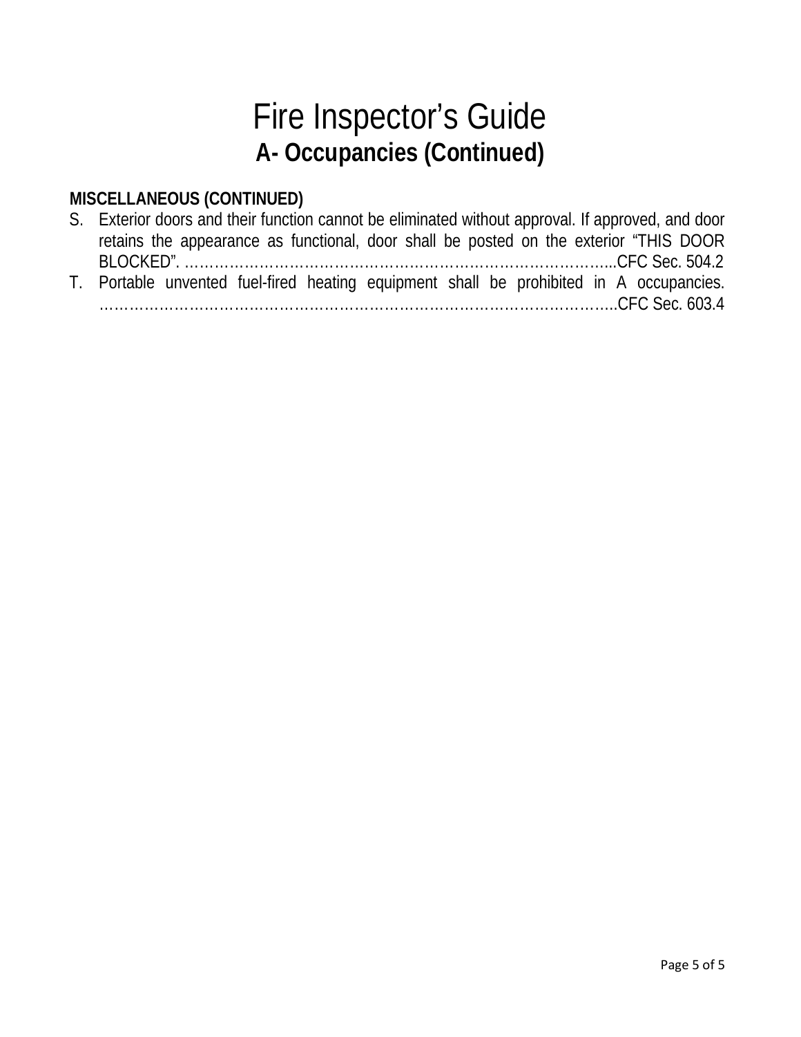# Fire Inspector's Guide

## A- Occupancies (Continued)

**MISCELLANEOUS (CONTINUED)**

S. Exterior doors and their function cannot be eliminated without approval. If approved, and door retains the appearance as functional, door shall be posted on the exterior "THIS DOOR BLOCKED". ……………………………………………………………………………...CFC Sec. 504.2

T. Portable unvented fuel-fired heating equipment shall be prohibited in A occupancies. ……………………………………………………………………………………….CFC Sec. 603.4